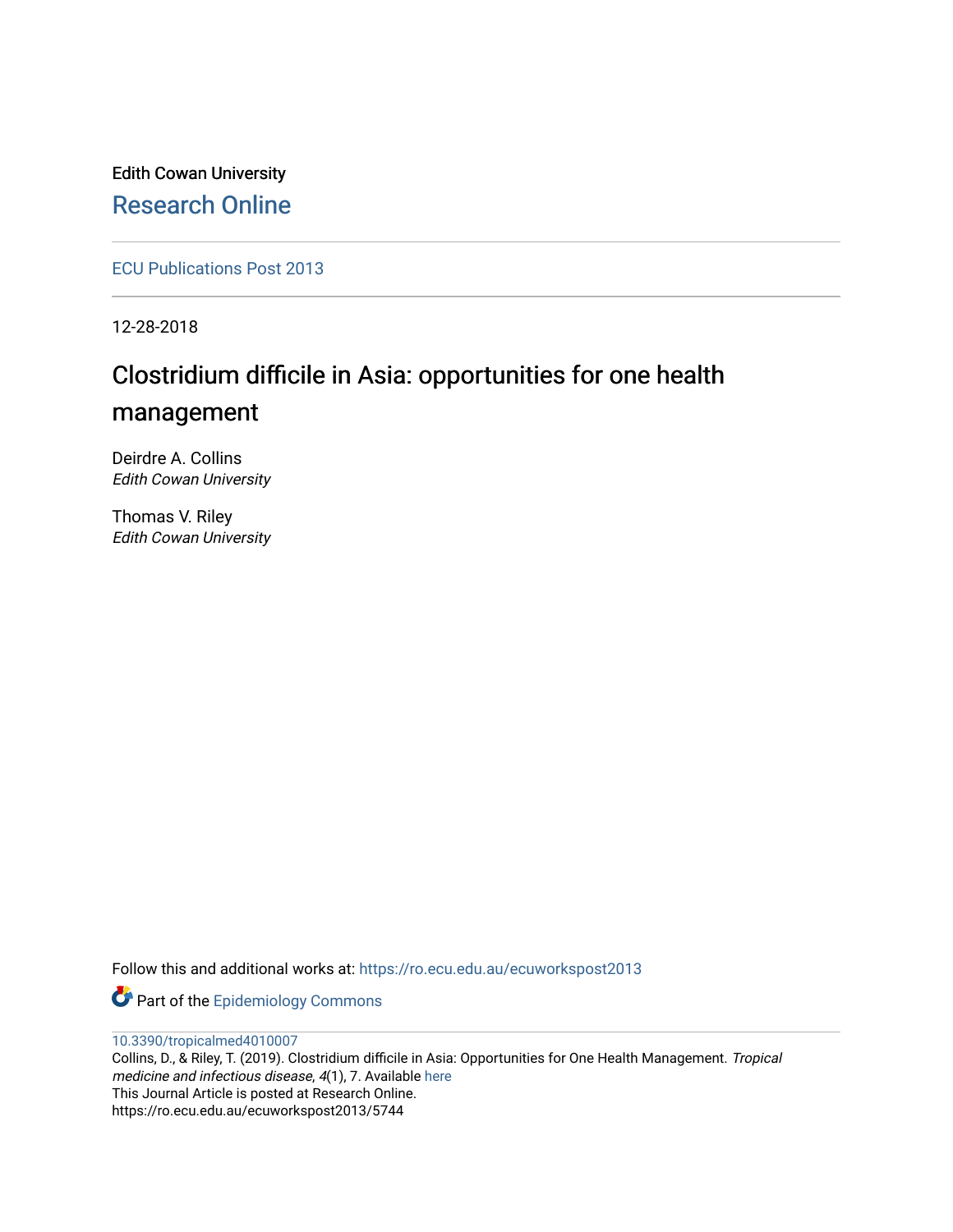Edith Cowan University

# Research Online

ECU Publications Post 2013

12-28-2018

## Clostridium difficile in Asia: opportunities for one health management

Deirdre A. Collins
*Edith Cowan University*

Thomas V. Riley
*Edith Cowan University*

Follow this and additional works at: https://ro.ecu.edu.au/ecuworkspost2013

Part of the Epidemiology Commons

10.3390/tropicalmed4010007
Collins, D., & Riley, T. (2019). Clostridium difficile in Asia: Opportunities for One Health Management. *Tropical medicine and infectious disease*, *4*(1), 7. Available here
This Journal Article is posted at Research Online.
https://ro.ecu.edu.au/ecuworkspost2013/5744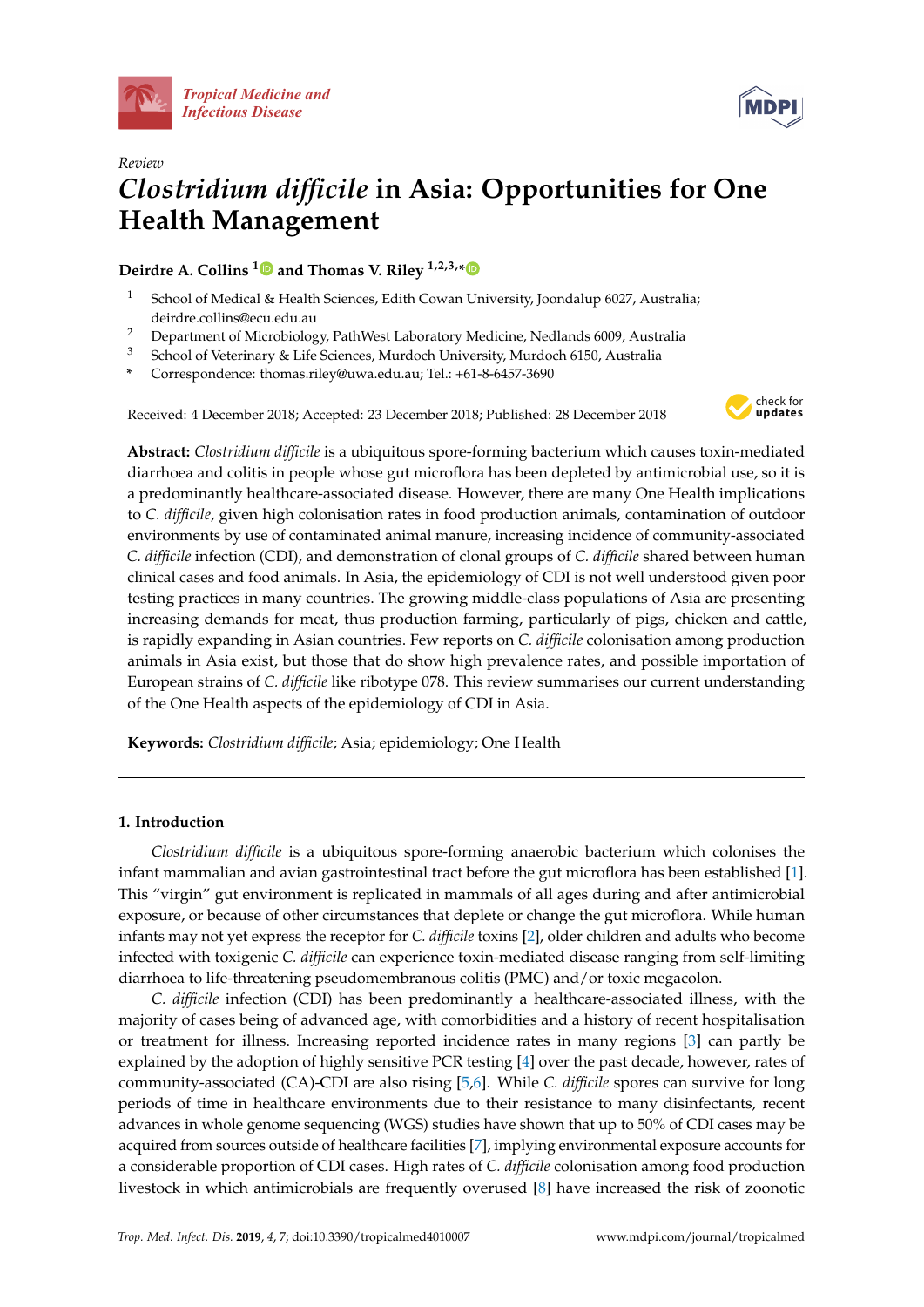Review

# *Clostridium difficile* in Asia: Opportunities for One Health Management

**Deirdre A. Collins** [1] **and Thomas V. Riley** [1,2,3,*]

[1] School of Medical & Health Sciences, Edith Cowan University, Joondalup 6027, Australia; deirdre.collins@ecu.edu.au

[2] Department of Microbiology, PathWest Laboratory Medicine, Nedlands 6009, Australia

[3] School of Veterinary & Life Sciences, Murdoch University, Murdoch 6150, Australia

\* Correspondence: thomas.riley@uwa.edu.au; Tel.: +61-8-6457-3690

Received: 4 December 2018; Accepted: 23 December 2018; Published: 28 December 2018

**Abstract:** *Clostridium difficile* is a ubiquitous spore-forming bacterium which causes toxin-mediated diarrhoea and colitis in people whose gut microflora has been depleted by antimicrobial use, so it is a predominantly healthcare-associated disease. However, there are many One Health implications to *C. difficile*, given high colonisation rates in food production animals, contamination of outdoor environments by use of contaminated animal manure, increasing incidence of community-associated *C. difficile* infection (CDI), and demonstration of clonal groups of *C. difficile* shared between human clinical cases and food animals. In Asia, the epidemiology of CDI is not well understood given poor testing practices in many countries. The growing middle-class populations of Asia are presenting increasing demands for meat, thus production farming, particularly of pigs, chicken and cattle, is rapidly expanding in Asian countries. Few reports on *C. difficile* colonisation among production animals in Asia exist, but those that do show high prevalence rates, and possible importation of European strains of *C. difficile* like ribotype 078. This review summarises our current understanding of the One Health aspects of the epidemiology of CDI in Asia.

**Keywords:** *Clostridium difficile*; Asia; epidemiology; One Health

## 1. Introduction

*Clostridium difficile* is a ubiquitous spore-forming anaerobic bacterium which colonises the infant mammalian and avian gastrointestinal tract before the gut microflora has been established [1]. This "virgin" gut environment is replicated in mammals of all ages during and after antimicrobial exposure, or because of other circumstances that deplete or change the gut microflora. While human infants may not yet express the receptor for *C. difficile* toxins [2], older children and adults who become infected with toxigenic *C. difficile* can experience toxin-mediated disease ranging from self-limiting diarrhoea to life-threatening pseudomembranous colitis (PMC) and/or toxic megacolon.

*C. difficile* infection (CDI) has been predominantly a healthcare-associated illness, with the majority of cases being of advanced age, with comorbidities and a history of recent hospitalisation or treatment for illness. Increasing reported incidence rates in many regions [3] can partly be explained by the adoption of highly sensitive PCR testing [4] over the past decade, however, rates of community-associated (CA)-CDI are also rising [5,6]. While *C. difficile* spores can survive for long periods of time in healthcare environments due to their resistance to many disinfectants, recent advances in whole genome sequencing (WGS) studies have shown that up to 50% of CDI cases may be acquired from sources outside of healthcare facilities [7], implying environmental exposure accounts for a considerable proportion of CDI cases. High rates of *C. difficile* colonisation among food production livestock in which antimicrobials are frequently overused [8] have increased the risk of zoonotic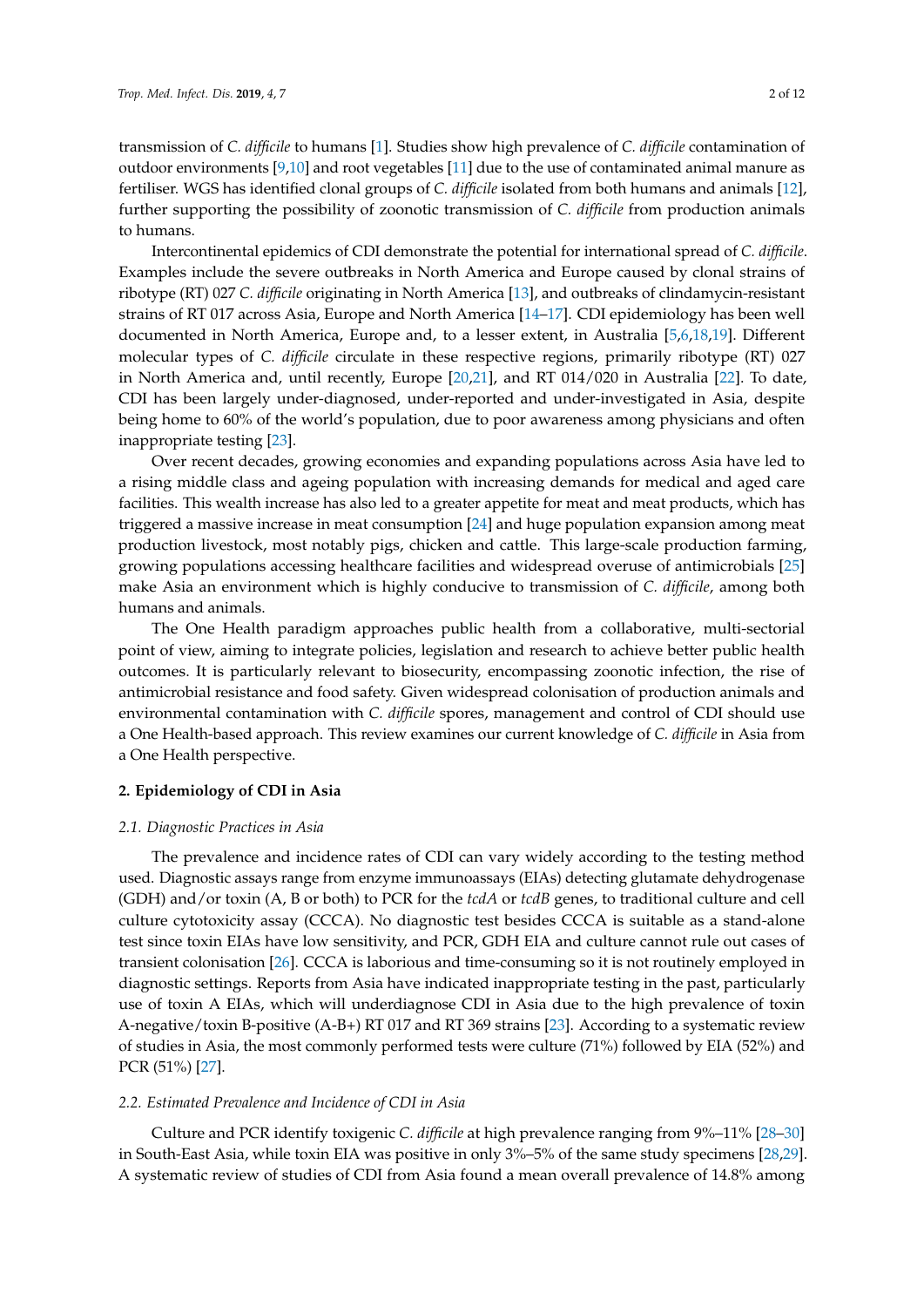transmission of *C. difficile* to humans [1]. Studies show high prevalence of *C. difficile* contamination of outdoor environments [9,10] and root vegetables [11] due to the use of contaminated animal manure as fertiliser. WGS has identified clonal groups of *C. difficile* isolated from both humans and animals [12], further supporting the possibility of zoonotic transmission of *C. difficile* from production animals to humans.

Intercontinental epidemics of CDI demonstrate the potential for international spread of *C. difficile*. Examples include the severe outbreaks in North America and Europe caused by clonal strains of ribotype (RT) 027 *C. difficile* originating in North America [13], and outbreaks of clindamycin-resistant strains of RT 017 across Asia, Europe and North America [14–17]. CDI epidemiology has been well documented in North America, Europe and, to a lesser extent, in Australia [5,6,18,19]. Different molecular types of *C. difficile* circulate in these respective regions, primarily ribotype (RT) 027 in North America and, until recently, Europe [20,21], and RT 014/020 in Australia [22]. To date, CDI has been largely under-diagnosed, under-reported and under-investigated in Asia, despite being home to 60% of the world's population, due to poor awareness among physicians and often inappropriate testing [23].

Over recent decades, growing economies and expanding populations across Asia have led to a rising middle class and ageing population with increasing demands for medical and aged care facilities. This wealth increase has also led to a greater appetite for meat and meat products, which has triggered a massive increase in meat consumption [24] and huge population expansion among meat production livestock, most notably pigs, chicken and cattle. This large-scale production farming, growing populations accessing healthcare facilities and widespread overuse of antimicrobials [25] make Asia an environment which is highly conducive to transmission of *C. difficile*, among both humans and animals.

The One Health paradigm approaches public health from a collaborative, multi-sectorial point of view, aiming to integrate policies, legislation and research to achieve better public health outcomes. It is particularly relevant to biosecurity, encompassing zoonotic infection, the rise of antimicrobial resistance and food safety. Given widespread colonisation of production animals and environmental contamination with *C. difficile* spores, management and control of CDI should use a One Health-based approach. This review examines our current knowledge of *C. difficile* in Asia from a One Health perspective.

## 2. Epidemiology of CDI in Asia

### 2.1. Diagnostic Practices in Asia

The prevalence and incidence rates of CDI can vary widely according to the testing method used. Diagnostic assays range from enzyme immunoassays (EIAs) detecting glutamate dehydrogenase (GDH) and/or toxin (A, B or both) to PCR for the *tcdA* or *tcdB* genes, to traditional culture and cell culture cytotoxicity assay (CCCA). No diagnostic test besides CCCA is suitable as a stand-alone test since toxin EIAs have low sensitivity, and PCR, GDH EIA and culture cannot rule out cases of transient colonisation [26]. CCCA is laborious and time-consuming so it is not routinely employed in diagnostic settings. Reports from Asia have indicated inappropriate testing in the past, particularly use of toxin A EIAs, which will underdiagnose CDI in Asia due to the high prevalence of toxin A-negative/toxin B-positive (A-B+) RT 017 and RT 369 strains [23]. According to a systematic review of studies in Asia, the most commonly performed tests were culture (71%) followed by EIA (52%) and PCR (51%) [27].

### 2.2. Estimated Prevalence and Incidence of CDI in Asia

Culture and PCR identify toxigenic *C. difficile* at high prevalence ranging from 9%–11% [28–30] in South-East Asia, while toxin EIA was positive in only 3%–5% of the same study specimens [28,29]. A systematic review of studies of CDI from Asia found a mean overall prevalence of 14.8% among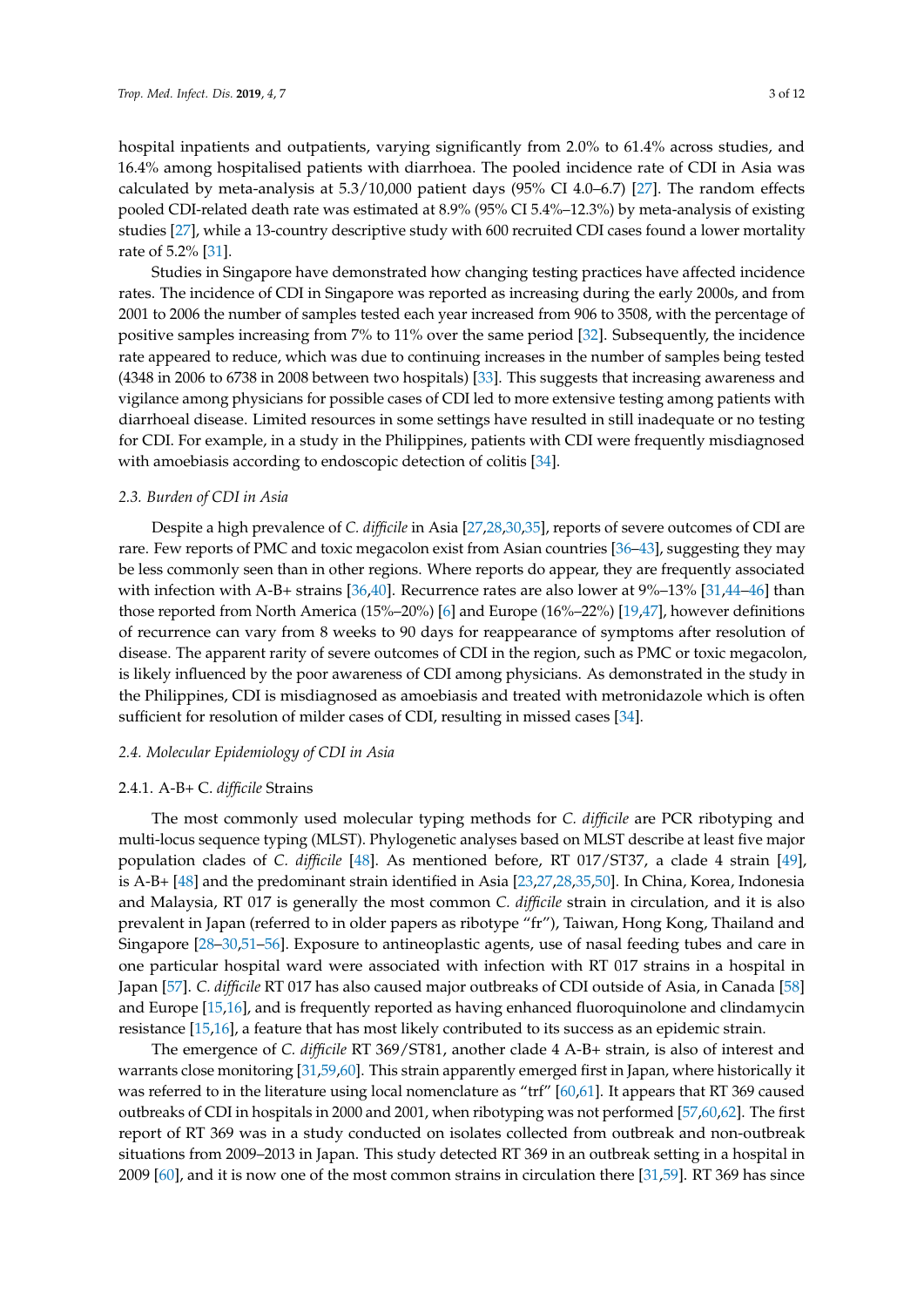hospital inpatients and outpatients, varying significantly from 2.0% to 61.4% across studies, and 16.4% among hospitalised patients with diarrhoea. The pooled incidence rate of CDI in Asia was calculated by meta-analysis at 5.3/10,000 patient days (95% CI 4.0–6.7) [27]. The random effects pooled CDI-related death rate was estimated at 8.9% (95% CI 5.4%–12.3%) by meta-analysis of existing studies [27], while a 13-country descriptive study with 600 recruited CDI cases found a lower mortality rate of 5.2% [31].

Studies in Singapore have demonstrated how changing testing practices have affected incidence rates. The incidence of CDI in Singapore was reported as increasing during the early 2000s, and from 2001 to 2006 the number of samples tested each year increased from 906 to 3508, with the percentage of positive samples increasing from 7% to 11% over the same period [32]. Subsequently, the incidence rate appeared to reduce, which was due to continuing increases in the number of samples being tested (4348 in 2006 to 6738 in 2008 between two hospitals) [33]. This suggests that increasing awareness and vigilance among physicians for possible cases of CDI led to more extensive testing among patients with diarrhoeal disease. Limited resources in some settings have resulted in still inadequate or no testing for CDI. For example, in a study in the Philippines, patients with CDI were frequently misdiagnosed with amoebiasis according to endoscopic detection of colitis [34].

### 2.3. Burden of CDI in Asia

Despite a high prevalence of *C. difficile* in Asia [27,28,30,35], reports of severe outcomes of CDI are rare. Few reports of PMC and toxic megacolon exist from Asian countries [36–43], suggesting they may be less commonly seen than in other regions. Where reports do appear, they are frequently associated with infection with A-B+ strains [36,40]. Recurrence rates are also lower at 9%–13% [31,44–46] than those reported from North America (15%–20%) [6] and Europe (16%–22%) [19,47], however definitions of recurrence can vary from 8 weeks to 90 days for reappearance of symptoms after resolution of disease. The apparent rarity of severe outcomes of CDI in the region, such as PMC or toxic megacolon, is likely influenced by the poor awareness of CDI among physicians. As demonstrated in the study in the Philippines, CDI is misdiagnosed as amoebiasis and treated with metronidazole which is often sufficient for resolution of milder cases of CDI, resulting in missed cases [34].

### 2.4. Molecular Epidemiology of CDI in Asia

#### 2.4.1. A-B+ C. *difficile* Strains

The most commonly used molecular typing methods for *C. difficile* are PCR ribotyping and multi-locus sequence typing (MLST). Phylogenetic analyses based on MLST describe at least five major population clades of *C. difficile* [48]. As mentioned before, RT 017/ST37, a clade 4 strain [49], is A-B+ [48] and the predominant strain identified in Asia [23,27,28,35,50]. In China, Korea, Indonesia and Malaysia, RT 017 is generally the most common *C. difficile* strain in circulation, and it is also prevalent in Japan (referred to in older papers as ribotype "fr"), Taiwan, Hong Kong, Thailand and Singapore [28–30,51–56]. Exposure to antineoplastic agents, use of nasal feeding tubes and care in one particular hospital ward were associated with infection with RT 017 strains in a hospital in Japan [57]. *C. difficile* RT 017 has also caused major outbreaks of CDI outside of Asia, in Canada [58] and Europe [15,16], and is frequently reported as having enhanced fluoroquinolone and clindamycin resistance [15,16], a feature that has most likely contributed to its success as an epidemic strain.

The emergence of *C. difficile* RT 369/ST81, another clade 4 A-B+ strain, is also of interest and warrants close monitoring [31,59,60]. This strain apparently emerged first in Japan, where historically it was referred to in the literature using local nomenclature as "trf" [60,61]. It appears that RT 369 caused outbreaks of CDI in hospitals in 2000 and 2001, when ribotyping was not performed [57,60,62]. The first report of RT 369 was in a study conducted on isolates collected from outbreak and non-outbreak situations from 2009–2013 in Japan. This study detected RT 369 in an outbreak setting in a hospital in 2009 [60], and it is now one of the most common strains in circulation there [31,59]. RT 369 has since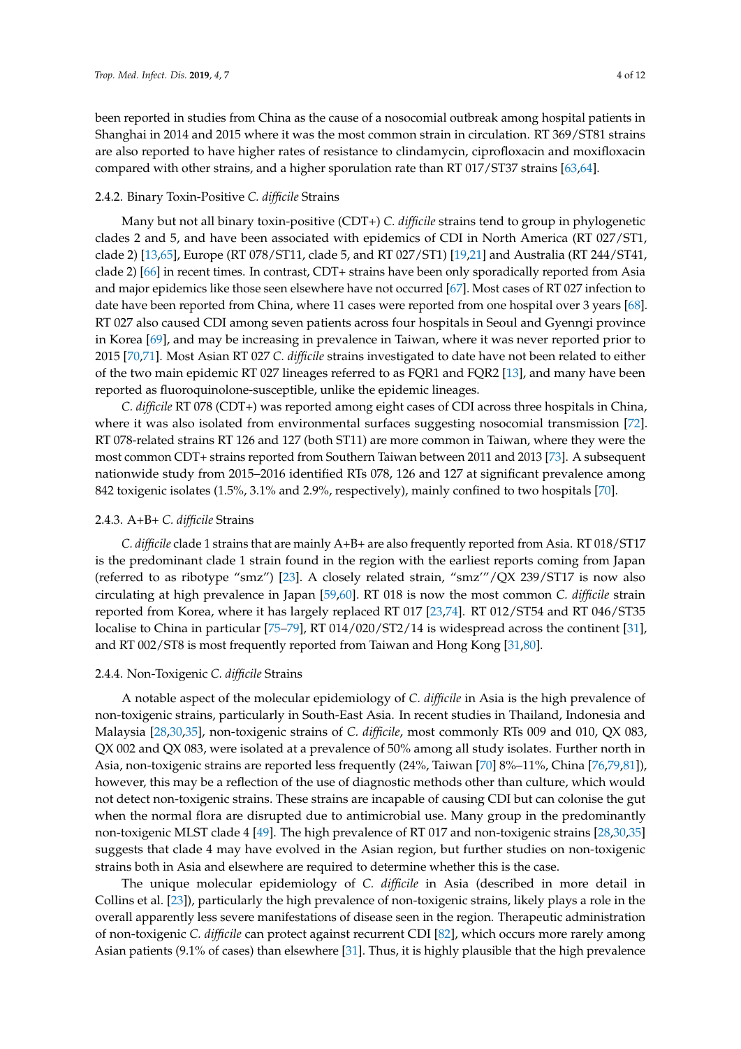been reported in studies from China as the cause of a nosocomial outbreak among hospital patients in Shanghai in 2014 and 2015 where it was the most common strain in circulation. RT 369/ST81 strains are also reported to have higher rates of resistance to clindamycin, ciprofloxacin and moxifloxacin compared with other strains, and a higher sporulation rate than RT 017/ST37 strains [63,64].

#### 2.4.2. Binary Toxin-Positive *C. difficile* Strains

Many but not all binary toxin-positive (CDT+) *C. difficile* strains tend to group in phylogenetic clades 2 and 5, and have been associated with epidemics of CDI in North America (RT 027/ST1, clade 2) [13,65], Europe (RT 078/ST11, clade 5, and RT 027/ST1) [19,21] and Australia (RT 244/ST41, clade 2) [66] in recent times. In contrast, CDT+ strains have been only sporadically reported from Asia and major epidemics like those seen elsewhere have not occurred [67]. Most cases of RT 027 infection to date have been reported from China, where 11 cases were reported from one hospital over 3 years [68]. RT 027 also caused CDI among seven patients across four hospitals in Seoul and Gyenngi province in Korea [69], and may be increasing in prevalence in Taiwan, where it was never reported prior to 2015 [70,71]. Most Asian RT 027 *C. difficile* strains investigated to date have not been related to either of the two main epidemic RT 027 lineages referred to as FQR1 and FQR2 [13], and many have been reported as fluoroquinolone-susceptible, unlike the epidemic lineages.

*C. difficile* RT 078 (CDT+) was reported among eight cases of CDI across three hospitals in China, where it was also isolated from environmental surfaces suggesting nosocomial transmission [72]. RT 078-related strains RT 126 and 127 (both ST11) are more common in Taiwan, where they were the most common CDT+ strains reported from Southern Taiwan between 2011 and 2013 [73]. A subsequent nationwide study from 2015–2016 identified RTs 078, 126 and 127 at significant prevalence among 842 toxigenic isolates (1.5%, 3.1% and 2.9%, respectively), mainly confined to two hospitals [70].

#### 2.4.3. A+B+ *C. difficile* Strains

*C. difficile* clade 1 strains that are mainly A+B+ are also frequently reported from Asia. RT 018/ST17 is the predominant clade 1 strain found in the region with the earliest reports coming from Japan (referred to as ribotype "smz") [23]. A closely related strain, "smz'"/QX 239/ST17 is now also circulating at high prevalence in Japan [59,60]. RT 018 is now the most common *C. difficile* strain reported from Korea, where it has largely replaced RT 017 [23,74]. RT 012/ST54 and RT 046/ST35 localise to China in particular [75–79], RT 014/020/ST2/14 is widespread across the continent [31], and RT 002/ST8 is most frequently reported from Taiwan and Hong Kong [31,80].

#### 2.4.4. Non-Toxigenic *C. difficile* Strains

A notable aspect of the molecular epidemiology of *C. difficile* in Asia is the high prevalence of non-toxigenic strains, particularly in South-East Asia. In recent studies in Thailand, Indonesia and Malaysia [28,30,35], non-toxigenic strains of *C. difficile*, most commonly RTs 009 and 010, QX 083, QX 002 and QX 083, were isolated at a prevalence of 50% among all study isolates. Further north in Asia, non-toxigenic strains are reported less frequently (24%, Taiwan [70] 8%–11%, China [76,79,81]), however, this may be a reflection of the use of diagnostic methods other than culture, which would not detect non-toxigenic strains. These strains are incapable of causing CDI but can colonise the gut when the normal flora are disrupted due to antimicrobial use. Many group in the predominantly non-toxigenic MLST clade 4 [49]. The high prevalence of RT 017 and non-toxigenic strains [28,30,35] suggests that clade 4 may have evolved in the Asian region, but further studies on non-toxigenic strains both in Asia and elsewhere are required to determine whether this is the case.

The unique molecular epidemiology of *C. difficile* in Asia (described in more detail in Collins et al. [23]), particularly the high prevalence of non-toxigenic strains, likely plays a role in the overall apparently less severe manifestations of disease seen in the region. Therapeutic administration of non-toxigenic *C. difficile* can protect against recurrent CDI [82], which occurs more rarely among Asian patients (9.1% of cases) than elsewhere [31]. Thus, it is highly plausible that the high prevalence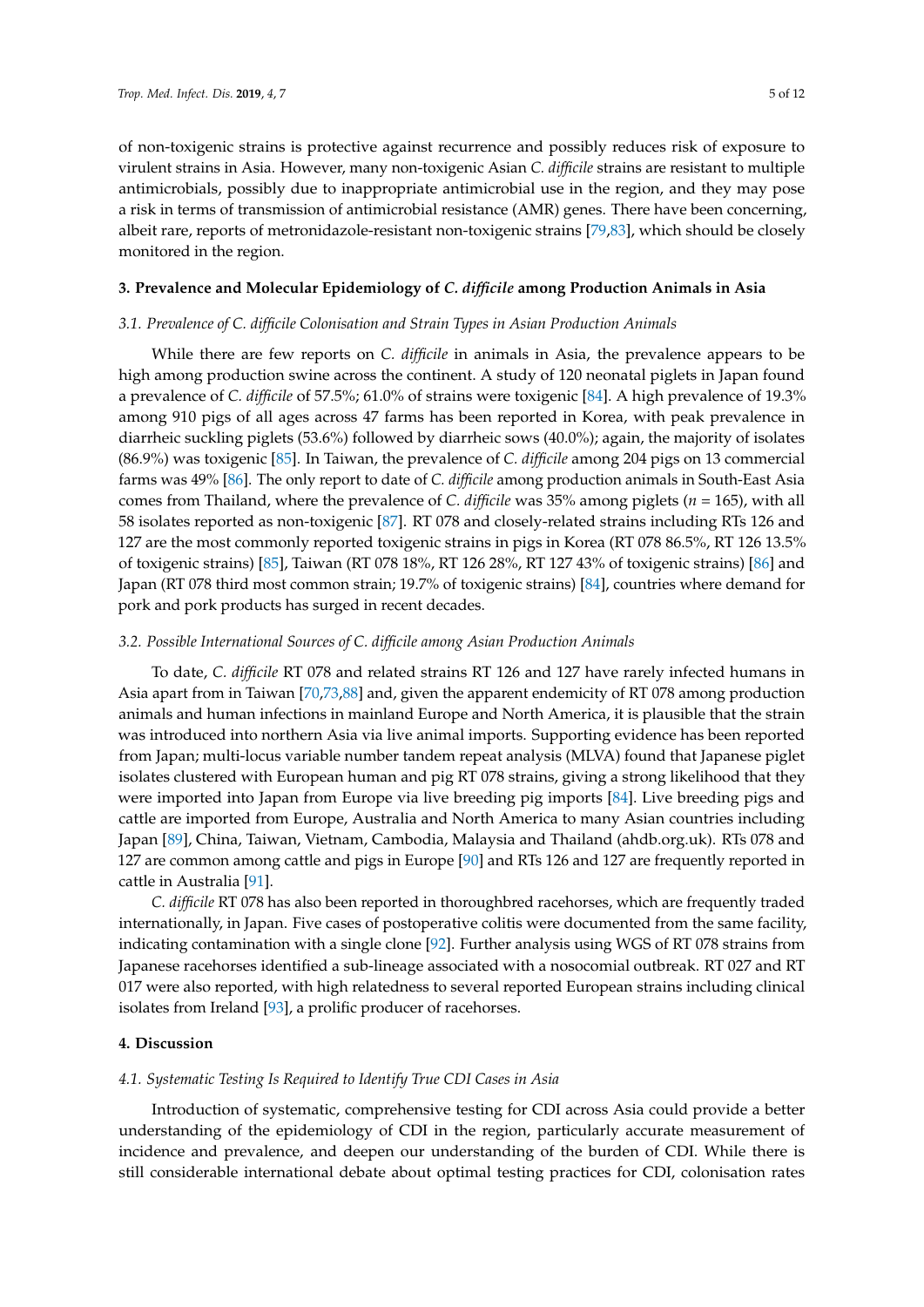of non-toxigenic strains is protective against recurrence and possibly reduces risk of exposure to virulent strains in Asia. However, many non-toxigenic Asian *C. difficile* strains are resistant to multiple antimicrobials, possibly due to inappropriate antimicrobial use in the region, and they may pose a risk in terms of transmission of antimicrobial resistance (AMR) genes. There have been concerning, albeit rare, reports of metronidazole-resistant non-toxigenic strains [79,83], which should be closely monitored in the region.

## 3. Prevalence and Molecular Epidemiology of *C. difficile* among Production Animals in Asia

### 3.1. Prevalence of *C. difficile* Colonisation and Strain Types in Asian Production Animals

While there are few reports on *C. difficile* in animals in Asia, the prevalence appears to be high among production swine across the continent. A study of 120 neonatal piglets in Japan found a prevalence of *C. difficile* of 57.5%; 61.0% of strains were toxigenic [84]. A high prevalence of 19.3% among 910 pigs of all ages across 47 farms has been reported in Korea, with peak prevalence in diarrheic suckling piglets (53.6%) followed by diarrheic sows (40.0%); again, the majority of isolates (86.9%) was toxigenic [85]. In Taiwan, the prevalence of *C. difficile* among 204 pigs on 13 commercial farms was 49% [86]. The only report to date of *C. difficile* among production animals in South-East Asia comes from Thailand, where the prevalence of *C. difficile* was 35% among piglets ($n$ = 165), with all 58 isolates reported as non-toxigenic [87]. RT 078 and closely-related strains including RTs 126 and 127 are the most commonly reported toxigenic strains in pigs in Korea (RT 078 86.5%, RT 126 13.5% of toxigenic strains) [85], Taiwan (RT 078 18%, RT 126 28%, RT 127 43% of toxigenic strains) [86] and Japan (RT 078 third most common strain; 19.7% of toxigenic strains) [84], countries where demand for pork and pork products has surged in recent decades.

### 3.2. Possible International Sources of *C. difficile* among Asian Production Animals

To date, *C. difficile* RT 078 and related strains RT 126 and 127 have rarely infected humans in Asia apart from in Taiwan [70,73,88] and, given the apparent endemicity of RT 078 among production animals and human infections in mainland Europe and North America, it is plausible that the strain was introduced into northern Asia via live animal imports. Supporting evidence has been reported from Japan; multi-locus variable number tandem repeat analysis (MLVA) found that Japanese piglet isolates clustered with European human and pig RT 078 strains, giving a strong likelihood that they were imported into Japan from Europe via live breeding pig imports [84]. Live breeding pigs and cattle are imported from Europe, Australia and North America to many Asian countries including Japan [89], China, Taiwan, Vietnam, Cambodia, Malaysia and Thailand (ahdb.org.uk). RTs 078 and 127 are common among cattle and pigs in Europe [90] and RTs 126 and 127 are frequently reported in cattle in Australia [91].

*C. difficile* RT 078 has also been reported in thoroughbred racehorses, which are frequently traded internationally, in Japan. Five cases of postoperative colitis were documented from the same facility, indicating contamination with a single clone [92]. Further analysis using WGS of RT 078 strains from Japanese racehorses identified a sub-lineage associated with a nosocomial outbreak. RT 027 and RT 017 were also reported, with high relatedness to several reported European strains including clinical isolates from Ireland [93], a prolific producer of racehorses.

## 4. Discussion

### 4.1. Systematic Testing Is Required to Identify True CDI Cases in Asia

Introduction of systematic, comprehensive testing for CDI across Asia could provide a better understanding of the epidemiology of CDI in the region, particularly accurate measurement of incidence and prevalence, and deepen our understanding of the burden of CDI. While there is still considerable international debate about optimal testing practices for CDI, colonisation rates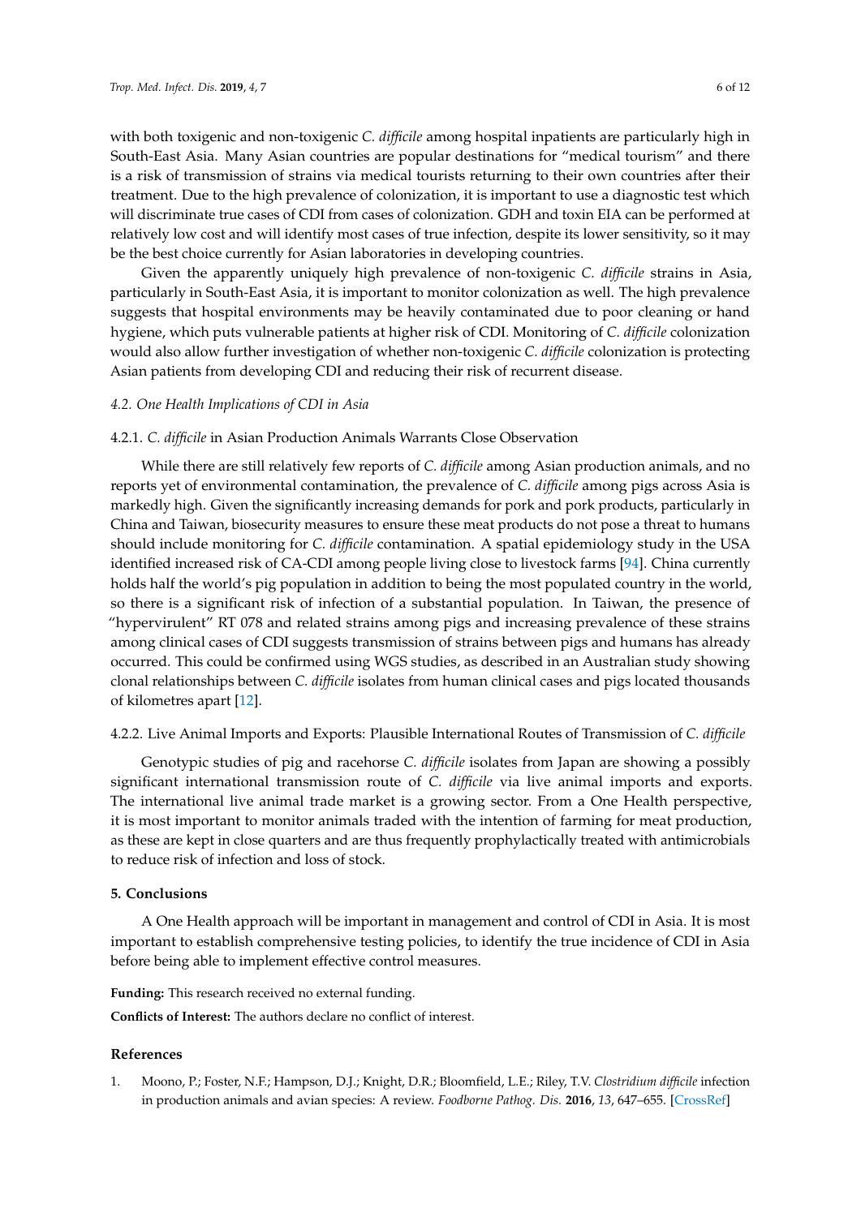with both toxigenic and non-toxigenic *C. difficile* among hospital inpatients are particularly high in South-East Asia. Many Asian countries are popular destinations for "medical tourism" and there is a risk of transmission of strains via medical tourists returning to their own countries after their treatment. Due to the high prevalence of colonization, it is important to use a diagnostic test which will discriminate true cases of CDI from cases of colonization. GDH and toxin EIA can be performed at relatively low cost and will identify most cases of true infection, despite its lower sensitivity, so it may be the best choice currently for Asian laboratories in developing countries.

Given the apparently uniquely high prevalence of non-toxigenic *C. difficile* strains in Asia, particularly in South-East Asia, it is important to monitor colonization as well. The high prevalence suggests that hospital environments may be heavily contaminated due to poor cleaning or hand hygiene, which puts vulnerable patients at higher risk of CDI. Monitoring of *C. difficile* colonization would also allow further investigation of whether non-toxigenic *C. difficile* colonization is protecting Asian patients from developing CDI and reducing their risk of recurrent disease.

### *4.2. One Health Implications of CDI in Asia*

#### 4.2.1. *C. difficile* in Asian Production Animals Warrants Close Observation

While there are still relatively few reports of *C. difficile* among Asian production animals, and no reports yet of environmental contamination, the prevalence of *C. difficile* among pigs across Asia is markedly high. Given the significantly increasing demands for pork and pork products, particularly in China and Taiwan, biosecurity measures to ensure these meat products do not pose a threat to humans should include monitoring for *C. difficile* contamination. A spatial epidemiology study in the USA identified increased risk of CA-CDI among people living close to livestock farms [94]. China currently holds half the world's pig population in addition to being the most populated country in the world, so there is a significant risk of infection of a substantial population. In Taiwan, the presence of "hypervirulent" RT 078 and related strains among pigs and increasing prevalence of these strains among clinical cases of CDI suggests transmission of strains between pigs and humans has already occurred. This could be confirmed using WGS studies, as described in an Australian study showing clonal relationships between *C. difficile* isolates from human clinical cases and pigs located thousands of kilometres apart [12].

#### 4.2.2. Live Animal Imports and Exports: Plausible International Routes of Transmission of *C. difficile*

Genotypic studies of pig and racehorse *C. difficile* isolates from Japan are showing a possibly significant international transmission route of *C. difficile* via live animal imports and exports. The international live animal trade market is a growing sector. From a One Health perspective, it is most important to monitor animals traded with the intention of farming for meat production, as these are kept in close quarters and are thus frequently prophylactically treated with antimicrobials to reduce risk of infection and loss of stock.

## 5. Conclusions

A One Health approach will be important in management and control of CDI in Asia. It is most important to establish comprehensive testing policies, to identify the true incidence of CDI in Asia before being able to implement effective control measures.

**Funding:** This research received no external funding.

**Conflicts of Interest:** The authors declare no conflict of interest.

## References

1. Moono, P.; Foster, N.F.; Hampson, D.J.; Knight, D.R.; Bloomfield, L.E.; Riley, T.V. *Clostridium difficile* infection in production animals and avian species: A review. *Foodborne Pathog. Dis.* **2016**, *13*, 647–655. [CrossRef]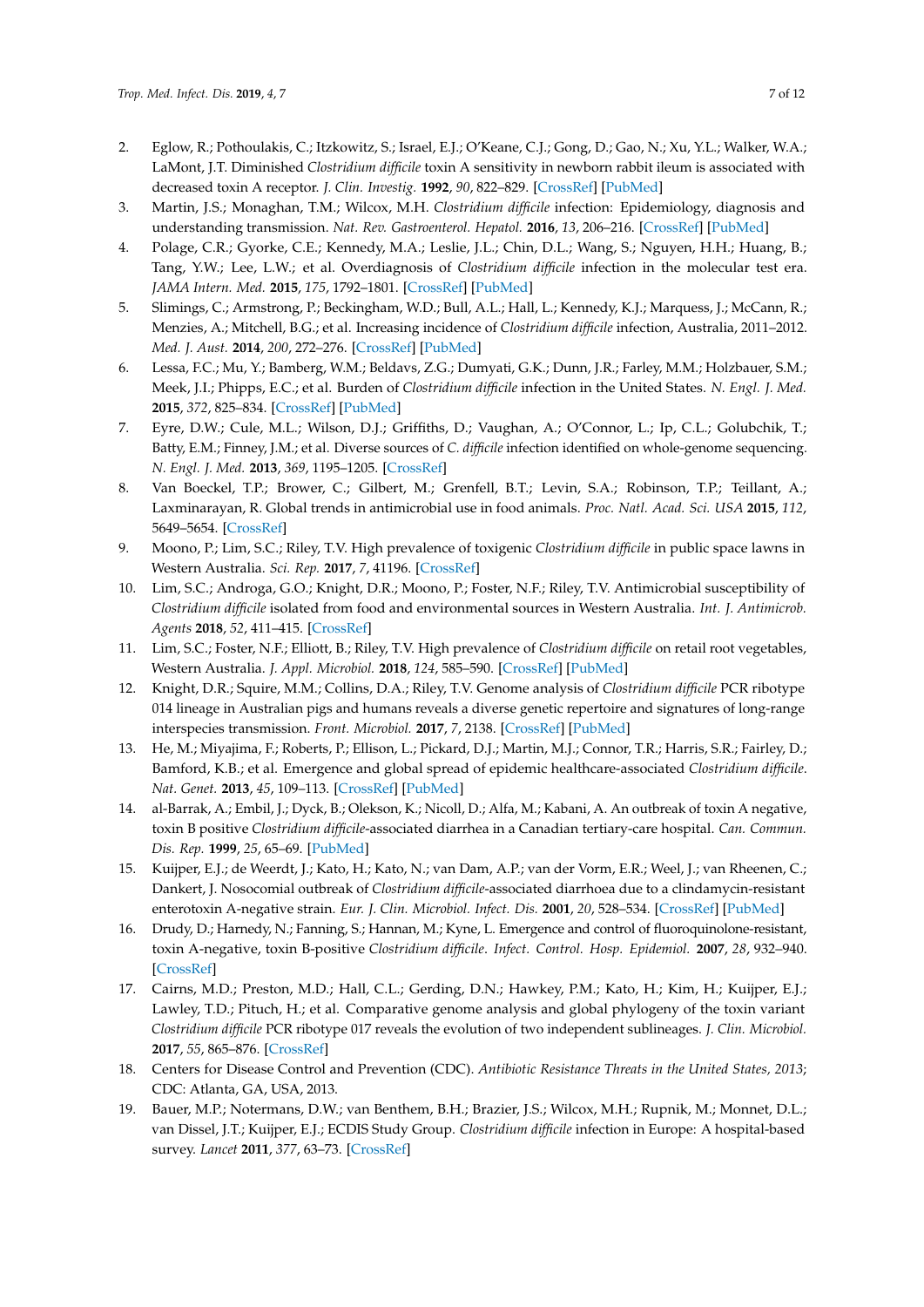2. Eglow, R.; Pothoulakis, C.; Itzkowitz, S.; Israel, E.J.; O'Keane, C.J.; Gong, D.; Gao, N.; Xu, Y.L.; Walker, W.A.; LaMont, J.T. Diminished *Clostridium difficile* toxin A sensitivity in newborn rabbit ileum is associated with decreased toxin A receptor. *J. Clin. Investig.* **1992**, *90*, 822–829. [CrossRef] [PubMed]
3. Martin, J.S.; Monaghan, T.M.; Wilcox, M.H. *Clostridium difficile* infection: Epidemiology, diagnosis and understanding transmission. *Nat. Rev. Gastroenterol. Hepatol.* **2016**, *13*, 206–216. [CrossRef] [PubMed]
4. Polage, C.R.; Gyorke, C.E.; Kennedy, M.A.; Leslie, J.L.; Chin, D.L.; Wang, S.; Nguyen, H.H.; Huang, B.; Tang, Y.W.; Lee, L.W.; et al. Overdiagnosis of *Clostridium difficile* infection in the molecular test era. *JAMA Intern. Med.* **2015**, *175*, 1792–1801. [CrossRef] [PubMed]
5. Slimings, C.; Armstrong, P.; Beckingham, W.D.; Bull, A.L.; Hall, L.; Kennedy, K.J.; Marquess, J.; McCann, R.; Menzies, A.; Mitchell, B.G.; et al. Increasing incidence of *Clostridium difficile* infection, Australia, 2011–2012. *Med. J. Aust.* **2014**, *200*, 272–276. [CrossRef] [PubMed]
6. Lessa, F.C.; Mu, Y.; Bamberg, W.M.; Beldavs, Z.G.; Dumyati, G.K.; Dunn, J.R.; Farley, M.M.; Holzbauer, S.M.; Meek, J.I.; Phipps, E.C.; et al. Burden of *Clostridium difficile* infection in the United States. *N. Engl. J. Med.* **2015**, *372*, 825–834. [CrossRef] [PubMed]
7. Eyre, D.W.; Cule, M.L.; Wilson, D.J.; Griffiths, D.; Vaughan, A.; O'Connor, L.; Ip, C.L.; Golubchik, T.; Batty, E.M.; Finney, J.M.; et al. Diverse sources of *C. difficile* infection identified on whole-genome sequencing. *N. Engl. J. Med.* **2013**, *369*, 1195–1205. [CrossRef]
8. Van Boeckel, T.P.; Brower, C.; Gilbert, M.; Grenfell, B.T.; Levin, S.A.; Robinson, T.P.; Teillant, A.; Laxminarayan, R. Global trends in antimicrobial use in food animals. *Proc. Natl. Acad. Sci. USA* **2015**, *112*, 5649–5654. [CrossRef]
9. Moono, P.; Lim, S.C.; Riley, T.V. High prevalence of toxigenic *Clostridium difficile* in public space lawns in Western Australia. *Sci. Rep.* **2017**, *7*, 41196. [CrossRef]
10. Lim, S.C.; Androga, G.O.; Knight, D.R.; Moono, P.; Foster, N.F.; Riley, T.V. Antimicrobial susceptibility of *Clostridium difficile* isolated from food and environmental sources in Western Australia. *Int. J. Antimicrob. Agents* **2018**, *52*, 411–415. [CrossRef]
11. Lim, S.C.; Foster, N.F.; Elliott, B.; Riley, T.V. High prevalence of *Clostridium difficile* on retail root vegetables, Western Australia. *J. Appl. Microbiol.* **2018**, *124*, 585–590. [CrossRef] [PubMed]
12. Knight, D.R.; Squire, M.M.; Collins, D.A.; Riley, T.V. Genome analysis of *Clostridium difficile* PCR ribotype 014 lineage in Australian pigs and humans reveals a diverse genetic repertoire and signatures of long-range interspecies transmission. *Front. Microbiol.* **2017**, *7*, 2138. [CrossRef] [PubMed]
13. He, M.; Miyajima, F.; Roberts, P.; Ellison, L.; Pickard, D.J.; Martin, M.J.; Connor, T.R.; Harris, S.R.; Fairley, D.; Bamford, K.B.; et al. Emergence and global spread of epidemic healthcare-associated *Clostridium difficile*. *Nat. Genet.* **2013**, *45*, 109–113. [CrossRef] [PubMed]
14. al-Barrak, A.; Embil, J.; Dyck, B.; Olekson, K.; Nicoll, D.; Alfa, M.; Kabani, A. An outbreak of toxin A negative, toxin B positive *Clostridium difficile*-associated diarrhea in a Canadian tertiary-care hospital. *Can. Commun. Dis. Rep.* **1999**, *25*, 65–69. [PubMed]
15. Kuijper, E.J.; de Weerdt, J.; Kato, H.; Kato, N.; van Dam, A.P.; van der Vorm, E.R.; Weel, J.; van Rheenen, C.; Dankert, J. Nosocomial outbreak of *Clostridium difficile*-associated diarrhoea due to a clindamycin-resistant enterotoxin A-negative strain. *Eur. J. Clin. Microbiol. Infect. Dis.* **2001**, *20*, 528–534. [CrossRef] [PubMed]
16. Drudy, D.; Harnedy, N.; Fanning, S.; Hannan, M.; Kyne, L. Emergence and control of fluoroquinolone-resistant, toxin A-negative, toxin B-positive *Clostridium difficile*. *Infect. Control. Hosp. Epidemiol.* **2007**, *28*, 932–940. [CrossRef]
17. Cairns, M.D.; Preston, M.D.; Hall, C.L.; Gerding, D.N.; Hawkey, P.M.; Kato, H.; Kim, H.; Kuijper, E.J.; Lawley, T.D.; Pituch, H.; et al. Comparative genome analysis and global phylogeny of the toxin variant *Clostridium difficile* PCR ribotype 017 reveals the evolution of two independent sublineages. *J. Clin. Microbiol.* **2017**, *55*, 865–876. [CrossRef]
18. Centers for Disease Control and Prevention (CDC). *Antibiotic Resistance Threats in the United States, 2013*; CDC: Atlanta, GA, USA, 2013.
19. Bauer, M.P.; Notermans, D.W.; van Benthem, B.H.; Brazier, J.S.; Wilcox, M.H.; Rupnik, M.; Monnet, D.L.; van Dissel, J.T.; Kuijper, E.J.; ECDIS Study Group. *Clostridium difficile* infection in Europe: A hospital-based survey. *Lancet* **2011**, *377*, 63–73. [CrossRef]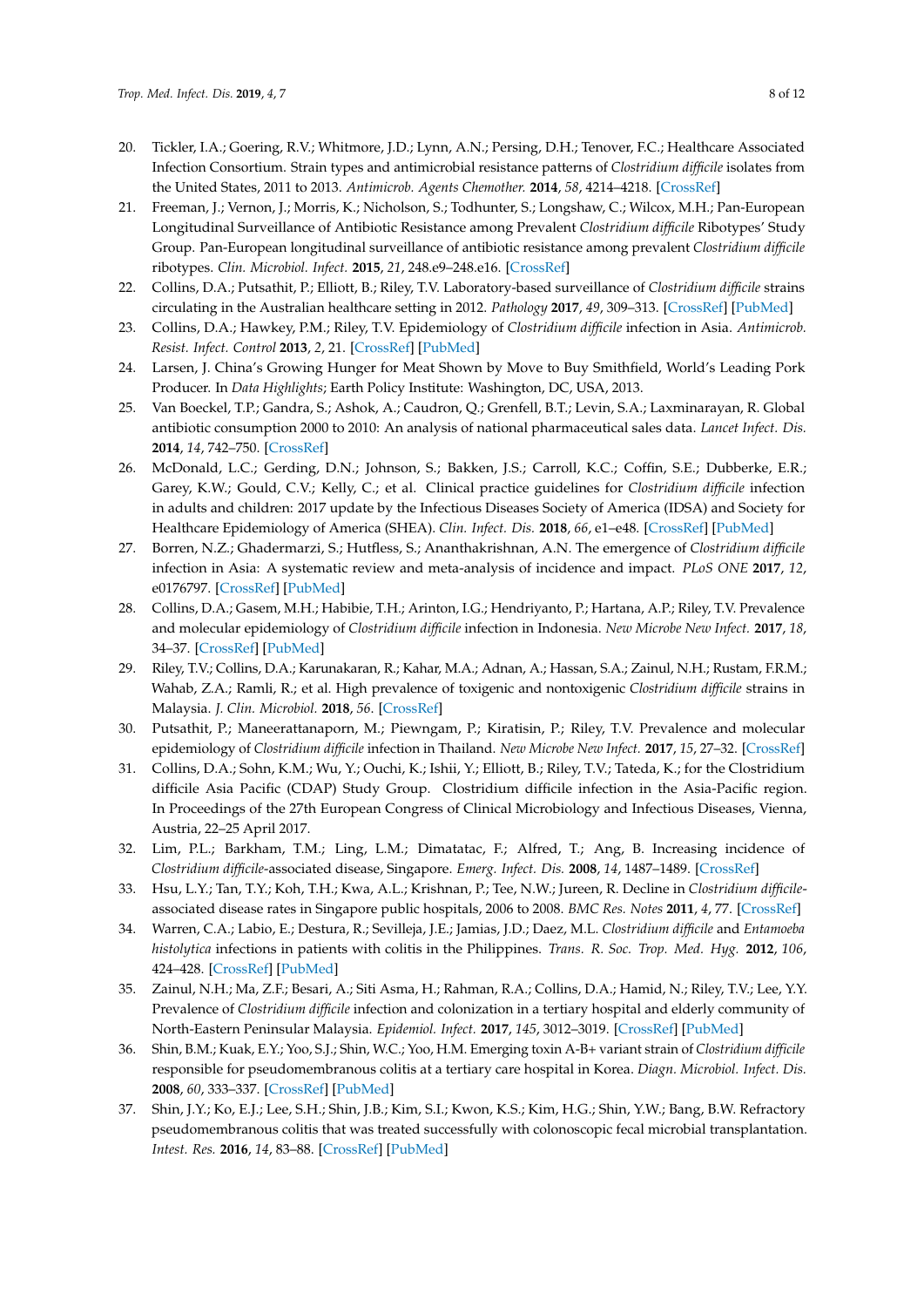20. Tickler, I.A.; Goering, R.V.; Whitmore, J.D.; Lynn, A.N.; Persing, D.H.; Tenover, F.C.; Healthcare Associated Infection Consortium. Strain types and antimicrobial resistance patterns of *Clostridium difficile* isolates from the United States, 2011 to 2013. *Antimicrob. Agents Chemother.* **2014**, *58*, 4214–4218. [CrossRef]
21. Freeman, J.; Vernon, J.; Morris, K.; Nicholson, S.; Todhunter, S.; Longshaw, C.; Wilcox, M.H.; Pan-European Longitudinal Surveillance of Antibiotic Resistance among Prevalent *Clostridium difficile* Ribotypes' Study Group. Pan-European longitudinal surveillance of antibiotic resistance among prevalent *Clostridium difficile* ribotypes. *Clin. Microbiol. Infect.* **2015**, *21*, 248.e9–248.e16. [CrossRef]
22. Collins, D.A.; Putsathit, P.; Elliott, B.; Riley, T.V. Laboratory-based surveillance of *Clostridium difficile* strains circulating in the Australian healthcare setting in 2012. *Pathology* **2017**, *49*, 309–313. [CrossRef] [PubMed]
23. Collins, D.A.; Hawkey, P.M.; Riley, T.V. Epidemiology of *Clostridium difficile* infection in Asia. *Antimicrob. Resist. Infect. Control* **2013**, *2*, 21. [CrossRef] [PubMed]
24. Larsen, J. China's Growing Hunger for Meat Shown by Move to Buy Smithfield, World's Leading Pork Producer. In *Data Highlights*; Earth Policy Institute: Washington, DC, USA, 2013.
25. Van Boeckel, T.P.; Gandra, S.; Ashok, A.; Caudron, Q.; Grenfell, B.T.; Levin, S.A.; Laxminarayan, R. Global antibiotic consumption 2000 to 2010: An analysis of national pharmaceutical sales data. *Lancet Infect. Dis.* **2014**, *14*, 742–750. [CrossRef]
26. McDonald, L.C.; Gerding, D.N.; Johnson, S.; Bakken, J.S.; Carroll, K.C.; Coffin, S.E.; Dubberke, E.R.; Garey, K.W.; Gould, C.V.; Kelly, C.; et al. Clinical practice guidelines for *Clostridium difficile* infection in adults and children: 2017 update by the Infectious Diseases Society of America (IDSA) and Society for Healthcare Epidemiology of America (SHEA). *Clin. Infect. Dis.* **2018**, *66*, e1–e48. [CrossRef] [PubMed]
27. Borren, N.Z.; Ghadermarzi, S.; Hutfless, S.; Ananthakrishnan, A.N. The emergence of *Clostridium difficile* infection in Asia: A systematic review and meta-analysis of incidence and impact. *PLoS ONE* **2017**, *12*, e0176797. [CrossRef] [PubMed]
28. Collins, D.A.; Gasem, M.H.; Habibie, T.H.; Arinton, I.G.; Hendriyanto, P.; Hartana, A.P.; Riley, T.V. Prevalence and molecular epidemiology of *Clostridium difficile* infection in Indonesia. *New Microbe New Infect.* **2017**, *18*, 34–37. [CrossRef] [PubMed]
29. Riley, T.V.; Collins, D.A.; Karunakaran, R.; Kahar, M.A.; Adnan, A.; Hassan, S.A.; Zainul, N.H.; Rustam, F.R.M.; Wahab, Z.A.; Ramli, R.; et al. High prevalence of toxigenic and nontoxigenic *Clostridium difficile* strains in Malaysia. *J. Clin. Microbiol.* **2018**, *56*. [CrossRef]
30. Putsathit, P.; Maneerattanaporn, M.; Piewngam, P.; Kiratisin, P.; Riley, T.V. Prevalence and molecular epidemiology of *Clostridium difficile* infection in Thailand. *New Microbe New Infect.* **2017**, *15*, 27–32. [CrossRef]
31. Collins, D.A.; Sohn, K.M.; Wu, Y.; Ouchi, K.; Ishii, Y.; Elliott, B.; Riley, T.V.; Tateda, K.; for the Clostridium difficile Asia Pacific (CDAP) Study Group. Clostridium difficile infection in the Asia-Pacific region. In Proceedings of the 27th European Congress of Clinical Microbiology and Infectious Diseases, Vienna, Austria, 22–25 April 2017.
32. Lim, P.L.; Barkham, T.M.; Ling, L.M.; Dimatatac, F.; Alfred, T.; Ang, B. Increasing incidence of *Clostridium difficile*-associated disease, Singapore. *Emerg. Infect. Dis.* **2008**, *14*, 1487–1489. [CrossRef]
33. Hsu, L.Y.; Tan, T.Y.; Koh, T.H.; Kwa, A.L.; Krishnan, P.; Tee, N.W.; Jureen, R. Decline in *Clostridium difficile*-associated disease rates in Singapore public hospitals, 2006 to 2008. *BMC Res. Notes* **2011**, *4*, 77. [CrossRef]
34. Warren, C.A.; Labio, E.; Destura, R.; Sevilleja, J.E.; Jamias, J.D.; Daez, M.L. *Clostridium difficile* and *Entamoeba histolytica* infections in patients with colitis in the Philippines. *Trans. R. Soc. Trop. Med. Hyg.* **2012**, *106*, 424–428. [CrossRef] [PubMed]
35. Zainul, N.H.; Ma, Z.F.; Besari, A.; Siti Asma, H.; Rahman, R.A.; Collins, D.A.; Hamid, N.; Riley, T.V.; Lee, Y.Y. Prevalence of *Clostridium difficile* infection and colonization in a tertiary hospital and elderly community of North-Eastern Peninsular Malaysia. *Epidemiol. Infect.* **2017**, *145*, 3012–3019. [CrossRef] [PubMed]
36. Shin, B.M.; Kuak, E.Y.; Yoo, S.J.; Shin, W.C.; Yoo, H.M. Emerging toxin A-B+ variant strain of *Clostridium difficile* responsible for pseudomembranous colitis at a tertiary care hospital in Korea. *Diagn. Microbiol. Infect. Dis.* **2008**, *60*, 333–337. [CrossRef] [PubMed]
37. Shin, J.Y.; Ko, E.J.; Lee, S.H.; Shin, J.B.; Kim, S.I.; Kwon, K.S.; Kim, H.G.; Shin, Y.W.; Bang, B.W. Refractory pseudomembranous colitis that was treated successfully with colonoscopic fecal microbial transplantation. *Intest. Res.* **2016**, *14*, 83–88. [CrossRef] [PubMed]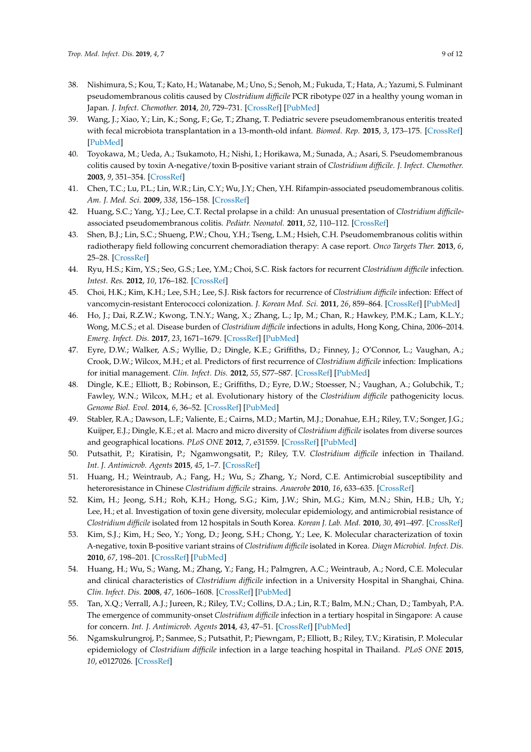38. Nishimura, S.; Kou, T.; Kato, H.; Watanabe, M.; Uno, S.; Senoh, M.; Fukuda, T.; Hata, A.; Yazumi, S. Fulminant pseudomembranous colitis caused by *Clostridium difficile* PCR ribotype 027 in a healthy young woman in Japan. *J. Infect. Chemother.* **2014**, *20*, 729–731. [CrossRef] [PubMed]
39. Wang, J.; Xiao, Y.; Lin, K.; Song, F.; Ge, T.; Zhang, T. Pediatric severe pseudomembranous enteritis treated with fecal microbiota transplantation in a 13-month-old infant. *Biomed. Rep.* **2015**, *3*, 173–175. [CrossRef] [PubMed]
40. Toyokawa, M.; Ueda, A.; Tsukamoto, H.; Nishi, I.; Horikawa, M.; Sunada, A.; Asari, S. Pseudomembranous colitis caused by toxin A-negative/toxin B-positive variant strain of *Clostridium difficile*. *J. Infect. Chemother.* **2003**, *9*, 351–354. [CrossRef]
41. Chen, T.C.; Lu, P.L.; Lin, W.R.; Lin, C.Y.; Wu, J.Y.; Chen, Y.H. Rifampin-associated pseudomembranous colitis. *Am. J. Med. Sci.* **2009**, *338*, 156–158. [CrossRef]
42. Huang, S.C.; Yang, Y.J.; Lee, C.T. Rectal prolapse in a child: An unusual presentation of *Clostridium difficile*-associated pseudomembranous colitis. *Pediatr. Neonatol.* **2011**, *52*, 110–112. [CrossRef]
43. Shen, B.J.; Lin, S.C.; Shueng, P.W.; Chou, Y.H.; Tseng, L.M.; Hsieh, C.H. Pseudomembranous colitis within radiotherapy field following concurrent chemoradiation therapy: A case report. *Onco Targets Ther.* **2013**, *6*, 25–28. [CrossRef]
44. Ryu, H.S.; Kim, Y.S.; Seo, G.S.; Lee, Y.M.; Choi, S.C. Risk factors for recurrent *Clostridium difficile* infection. *Intest. Res.* **2012**, *10*, 176–182. [CrossRef]
45. Choi, H.K.; Kim, K.H.; Lee, S.H.; Lee, S.J. Risk factors for recurrence of *Clostridium difficile* infection: Effect of vancomycin-resistant Enterococci colonization. *J. Korean Med. Sci.* **2011**, *26*, 859–864. [CrossRef] [PubMed]
46. Ho, J.; Dai, R.Z.W.; Kwong, T.N.Y.; Wang, X.; Zhang, L.; Ip, M.; Chan, R.; Hawkey, P.M.K.; Lam, K.L.Y.; Wong, M.C.S.; et al. Disease burden of *Clostridium difficile* infections in adults, Hong Kong, China, 2006–2014. *Emerg. Infect. Dis.* **2017**, *23*, 1671–1679. [CrossRef] [PubMed]
47. Eyre, D.W.; Walker, A.S.; Wyllie, D.; Dingle, K.E.; Griffiths, D.; Finney, J.; O'Connor, L.; Vaughan, A.; Crook, D.W.; Wilcox, M.H.; et al. Predictors of first recurrence of *Clostridium difficile* infection: Implications for initial management. *Clin. Infect. Dis.* **2012**, *55*, S77–S87. [CrossRef] [PubMed]
48. Dingle, K.E.; Elliott, B.; Robinson, E.; Griffiths, D.; Eyre, D.W.; Stoesser, N.; Vaughan, A.; Golubchik, T.; Fawley, W.N.; Wilcox, M.H.; et al. Evolutionary history of the *Clostridium difficile* pathogenicity locus. *Genome Biol. Evol.* **2014**, *6*, 36–52. [CrossRef] [PubMed]
49. Stabler, R.A.; Dawson, L.F.; Valiente, E.; Cairns, M.D.; Martin, M.J.; Donahue, E.H.; Riley, T.V.; Songer, J.G.; Kuijper, E.J.; Dingle, K.E.; et al. Macro and micro diversity of *Clostridium difficile* isolates from diverse sources and geographical locations. *PLoS ONE* **2012**, *7*, e31559. [CrossRef] [PubMed]
50. Putsathit, P.; Kiratisin, P.; Ngamwongsatit, P.; Riley, T.V. *Clostridium difficile* infection in Thailand. *Int. J. Antimicrob. Agents* **2015**, *45*, 1–7. [CrossRef]
51. Huang, H.; Weintraub, A.; Fang, H.; Wu, S.; Zhang, Y.; Nord, C.E. Antimicrobial susceptibility and heteroresistance in Chinese *Clostridium difficile* strains. *Anaerobe* **2010**, *16*, 633–635. [CrossRef]
52. Kim, H.; Jeong, S.H.; Roh, K.H.; Hong, S.G.; Kim, J.W.; Shin, M.G.; Kim, M.N.; Shin, H.B.; Uh, Y.; Lee, H.; et al. Investigation of toxin gene diversity, molecular epidemiology, and antimicrobial resistance of *Clostridium difficile* isolated from 12 hospitals in South Korea. *Korean J. Lab. Med.* **2010**, *30*, 491–497. [CrossRef]
53. Kim, S.J.; Kim, H.; Seo, Y.; Yong, D.; Jeong, S.H.; Chong, Y.; Lee, K. Molecular characterization of toxin A-negative, toxin B-positive variant strains of *Clostridium difficile* isolated in Korea. *Diagn Microbiol. Infect. Dis.* **2010**, *67*, 198–201. [CrossRef] [PubMed]
54. Huang, H.; Wu, S.; Wang, M.; Zhang, Y.; Fang, H.; Palmgren, A.C.; Weintraub, A.; Nord, C.E. Molecular and clinical characteristics of *Clostridium difficile* infection in a University Hospital in Shanghai, China. *Clin. Infect. Dis.* **2008**, *47*, 1606–1608. [CrossRef] [PubMed]
55. Tan, X.Q.; Verrall, A.J.; Jureen, R.; Riley, T.V.; Collins, D.A.; Lin, R.T.; Balm, M.N.; Chan, D.; Tambyah, P.A. The emergence of community-onset *Clostridium difficile* infection in a tertiary hospital in Singapore: A cause for concern. *Int. J. Antimicrob. Agents* **2014**, *43*, 47–51. [CrossRef] [PubMed]
56. Ngamskulrungroj, P.; Sanmee, S.; Putsathit, P.; Piewngam, P.; Elliott, B.; Riley, T.V.; Kiratisin, P. Molecular epidemiology of *Clostridium difficile* infection in a large teaching hospital in Thailand. *PLoS ONE* **2015**, *10*, e0127026. [CrossRef]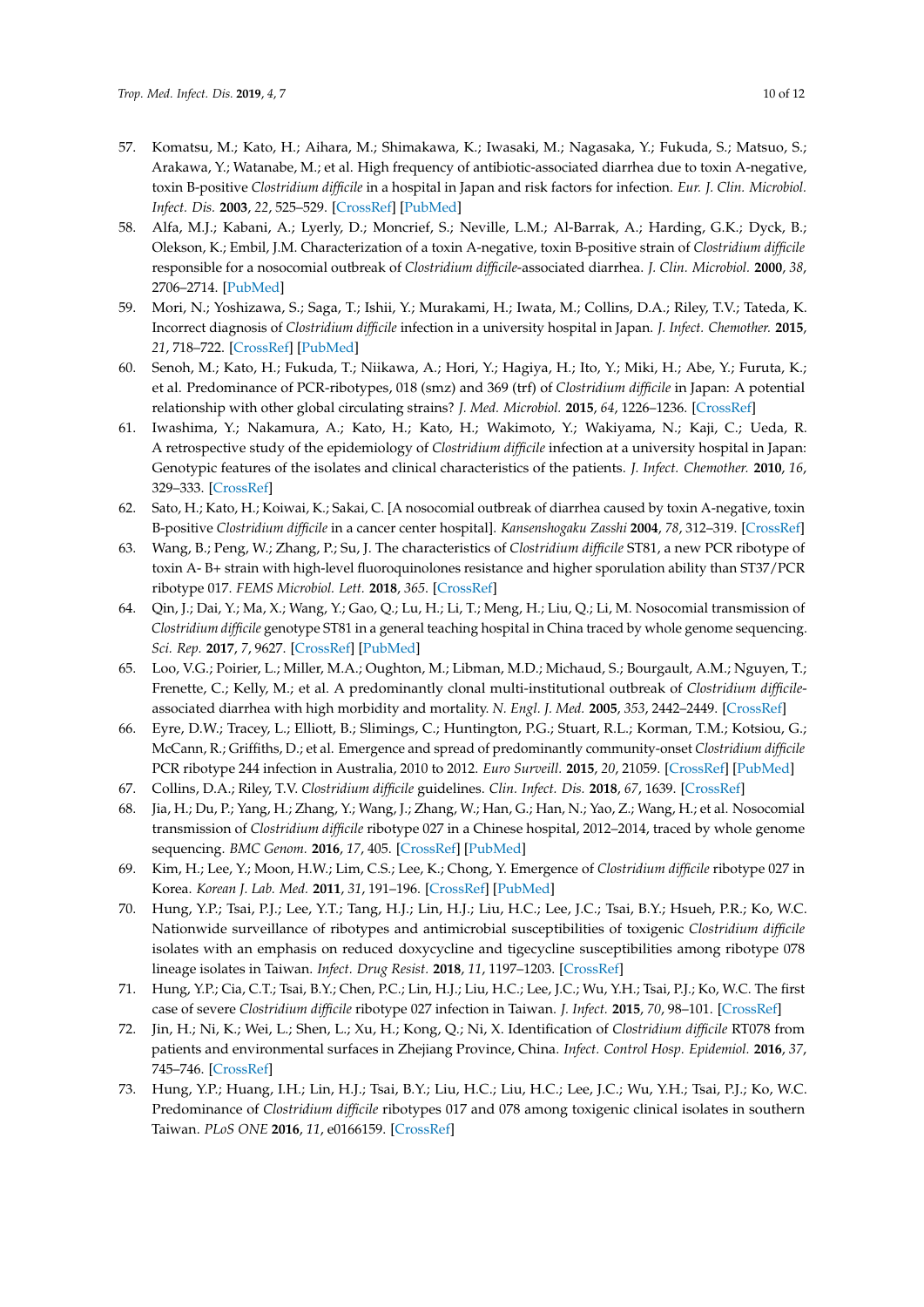57. Komatsu, M.; Kato, H.; Aihara, M.; Shimakawa, K.; Iwasaki, M.; Nagasaka, Y.; Fukuda, S.; Matsuo, S.; Arakawa, Y.; Watanabe, M.; et al. High frequency of antibiotic-associated diarrhea due to toxin A-negative, toxin B-positive *Clostridium difficile* in a hospital in Japan and risk factors for infection. *Eur. J. Clin. Microbiol. Infect. Dis.* **2003**, *22*, 525–529. [CrossRef] [PubMed]
58. Alfa, M.J.; Kabani, A.; Lyerly, D.; Moncrief, S.; Neville, L.M.; Al-Barrak, A.; Harding, G.K.; Dyck, B.; Olekson, K.; Embil, J.M. Characterization of a toxin A-negative, toxin B-positive strain of *Clostridium difficile* responsible for a nosocomial outbreak of *Clostridium difficile*-associated diarrhea. *J. Clin. Microbiol.* **2000**, *38*, 2706–2714. [PubMed]
59. Mori, N.; Yoshizawa, S.; Saga, T.; Ishii, Y.; Murakami, H.; Iwata, M.; Collins, D.A.; Riley, T.V.; Tateda, K. Incorrect diagnosis of *Clostridium difficile* infection in a university hospital in Japan. *J. Infect. Chemother.* **2015**, *21*, 718–722. [CrossRef] [PubMed]
60. Senoh, M.; Kato, H.; Fukuda, T.; Niikawa, A.; Hori, Y.; Hagiya, H.; Ito, Y.; Miki, H.; Abe, Y.; Furuta, K.; et al. Predominance of PCR-ribotypes, 018 (smz) and 369 (trf) of *Clostridium difficile* in Japan: A potential relationship with other global circulating strains? *J. Med. Microbiol.* **2015**, *64*, 1226–1236. [CrossRef]
61. Iwashima, Y.; Nakamura, A.; Kato, H.; Kato, H.; Wakimoto, Y.; Wakiyama, N.; Kaji, C.; Ueda, R. A retrospective study of the epidemiology of *Clostridium difficile* infection at a university hospital in Japan: Genotypic features of the isolates and clinical characteristics of the patients. *J. Infect. Chemother.* **2010**, *16*, 329–333. [CrossRef]
62. Sato, H.; Kato, H.; Koiwai, K.; Sakai, C. [A nosocomial outbreak of diarrhea caused by toxin A-negative, toxin B-positive *Clostridium difficile* in a cancer center hospital]. *Kansenshogaku Zasshi* **2004**, *78*, 312–319. [CrossRef]
63. Wang, B.; Peng, W.; Zhang, P.; Su, J. The characteristics of *Clostridium difficile* ST81, a new PCR ribotype of toxin A- B+ strain with high-level fluoroquinolones resistance and higher sporulation ability than ST37/PCR ribotype 017. *FEMS Microbiol. Lett.* **2018**, *365*. [CrossRef]
64. Qin, J.; Dai, Y.; Ma, X.; Wang, Y.; Gao, Q.; Lu, H.; Li, T.; Meng, H.; Liu, Q.; Li, M. Nosocomial transmission of *Clostridium difficile* genotype ST81 in a general teaching hospital in China traced by whole genome sequencing. *Sci. Rep.* **2017**, *7*, 9627. [CrossRef] [PubMed]
65. Loo, V.G.; Poirier, L.; Miller, M.A.; Oughton, M.; Libman, M.D.; Michaud, S.; Bourgault, A.M.; Nguyen, T.; Frenette, C.; Kelly, M.; et al. A predominantly clonal multi-institutional outbreak of *Clostridium difficile*-associated diarrhea with high morbidity and mortality. *N. Engl. J. Med.* **2005**, *353*, 2442–2449. [CrossRef]
66. Eyre, D.W.; Tracey, L.; Elliott, B.; Slimings, C.; Huntington, P.G.; Stuart, R.L.; Korman, T.M.; Kotsiou, G.; McCann, R.; Griffiths, D.; et al. Emergence and spread of predominantly community-onset *Clostridium difficile* PCR ribotype 244 infection in Australia, 2010 to 2012. *Euro Surveill.* **2015**, *20*, 21059. [CrossRef] [PubMed]
67. Collins, D.A.; Riley, T.V. *Clostridium difficile* guidelines. *Clin. Infect. Dis.* **2018**, *67*, 1639. [CrossRef]
68. Jia, H.; Du, P.; Yang, H.; Zhang, Y.; Wang, J.; Zhang, W.; Han, G.; Han, N.; Yao, Z.; Wang, H.; et al. Nosocomial transmission of *Clostridium difficile* ribotype 027 in a Chinese hospital, 2012–2014, traced by whole genome sequencing. *BMC Genom.* **2016**, *17*, 405. [CrossRef] [PubMed]
69. Kim, H.; Lee, Y.; Moon, H.W.; Lim, C.S.; Lee, K.; Chong, Y. Emergence of *Clostridium difficile* ribotype 027 in Korea. *Korean J. Lab. Med.* **2011**, *31*, 191–196. [CrossRef] [PubMed]
70. Hung, Y.P.; Tsai, P.J.; Lee, Y.T.; Tang, H.J.; Lin, H.J.; Liu, H.C.; Lee, J.C.; Tsai, B.Y.; Hsueh, P.R.; Ko, W.C. Nationwide surveillance of ribotypes and antimicrobial susceptibilities of toxigenic *Clostridium difficile* isolates with an emphasis on reduced doxycycline and tigecycline susceptibilities among ribotype 078 lineage isolates in Taiwan. *Infect. Drug Resist.* **2018**, *11*, 1197–1203. [CrossRef]
71. Hung, Y.P.; Cia, C.T.; Tsai, B.Y.; Chen, P.C.; Lin, H.J.; Liu, H.C.; Lee, J.C.; Wu, Y.H.; Tsai, P.J.; Ko, W.C. The first case of severe *Clostridium difficile* ribotype 027 infection in Taiwan. *J. Infect.* **2015**, *70*, 98–101. [CrossRef]
72. Jin, H.; Ni, K.; Wei, L.; Shen, L.; Xu, H.; Kong, Q.; Ni, X. Identification of *Clostridium difficile* RT078 from patients and environmental surfaces in Zhejiang Province, China. *Infect. Control Hosp. Epidemiol.* **2016**, *37*, 745–746. [CrossRef]
73. Hung, Y.P.; Huang, I.H.; Lin, H.J.; Tsai, B.Y.; Liu, H.C.; Liu, H.C.; Lee, J.C.; Wu, Y.H.; Tsai, P.J.; Ko, W.C. Predominance of *Clostridium difficile* ribotypes 017 and 078 among toxigenic clinical isolates in southern Taiwan. *PLoS ONE* **2016**, *11*, e0166159. [CrossRef]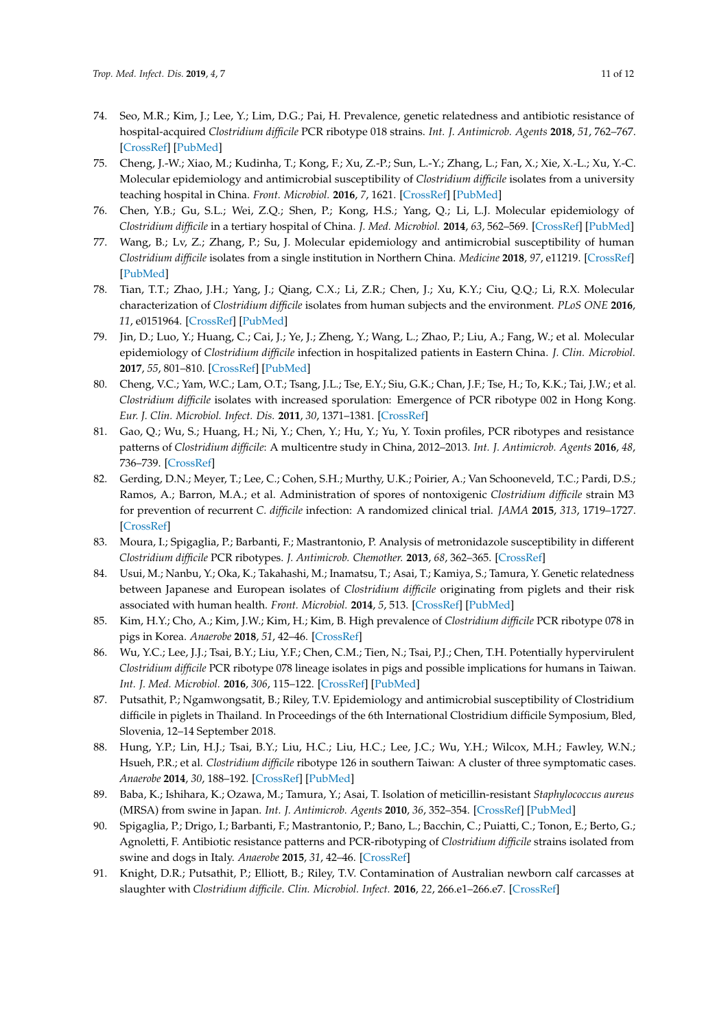74. Seo, M.R.; Kim, J.; Lee, Y.; Lim, D.G.; Pai, H. Prevalence, genetic relatedness and antibiotic resistance of hospital-acquired *Clostridium difficile* PCR ribotype 018 strains. *Int. J. Antimicrob. Agents* **2018**, *51*, 762–767. [CrossRef] [PubMed]
75. Cheng, J.-W.; Xiao, M.; Kudinha, T.; Kong, F.; Xu, Z.-P.; Sun, L.-Y.; Zhang, L.; Fan, X.; Xie, X.-L.; Xu, Y.-C. Molecular epidemiology and antimicrobial susceptibility of *Clostridium difficile* isolates from a university teaching hospital in China. *Front. Microbiol.* **2016**, *7*, 1621. [CrossRef] [PubMed]
76. Chen, Y.B.; Gu, S.L.; Wei, Z.Q.; Shen, P.; Kong, H.S.; Yang, Q.; Li, L.J. Molecular epidemiology of *Clostridium difficile* in a tertiary hospital of China. *J. Med. Microbiol.* **2014**, *63*, 562–569. [CrossRef] [PubMed]
77. Wang, B.; Lv, Z.; Zhang, P.; Su, J. Molecular epidemiology and antimicrobial susceptibility of human *Clostridium difficile* isolates from a single institution in Northern China. *Medicine* **2018**, *97*, e11219. [CrossRef] [PubMed]
78. Tian, T.T.; Zhao, J.H.; Yang, J.; Qiang, C.X.; Li, Z.R.; Chen, J.; Xu, K.Y.; Ciu, Q.Q.; Li, R.X. Molecular characterization of *Clostridium difficile* isolates from human subjects and the environment. *PLoS ONE* **2016**, *11*, e0151964. [CrossRef] [PubMed]
79. Jin, D.; Luo, Y.; Huang, C.; Cai, J.; Ye, J.; Zheng, Y.; Wang, L.; Zhao, P.; Liu, A.; Fang, W.; et al. Molecular epidemiology of *Clostridium difficile* infection in hospitalized patients in Eastern China. *J. Clin. Microbiol.* **2017**, *55*, 801–810. [CrossRef] [PubMed]
80. Cheng, V.C.; Yam, W.C.; Lam, O.T.; Tsang, J.L.; Tse, E.Y.; Siu, G.K.; Chan, J.F.; Tse, H.; To, K.K.; Tai, J.W.; et al. *Clostridium difficile* isolates with increased sporulation: Emergence of PCR ribotype 002 in Hong Kong. *Eur. J. Clin. Microbiol. Infect. Dis.* **2011**, *30*, 1371–1381. [CrossRef]
81. Gao, Q.; Wu, S.; Huang, H.; Ni, Y.; Chen, Y.; Hu, Y.; Yu, Y. Toxin profiles, PCR ribotypes and resistance patterns of *Clostridium difficile*: A multicentre study in China, 2012–2013. *Int. J. Antimicrob. Agents* **2016**, *48*, 736–739. [CrossRef]
82. Gerding, D.N.; Meyer, T.; Lee, C.; Cohen, S.H.; Murthy, U.K.; Poirier, A.; Van Schooneveld, T.C.; Pardi, D.S.; Ramos, A.; Barron, M.A.; et al. Administration of spores of nontoxigenic *Clostridium difficile* strain M3 for prevention of recurrent *C. difficile* infection: A randomized clinical trial. *JAMA* **2015**, *313*, 1719–1727. [CrossRef]
83. Moura, I.; Spigaglia, P.; Barbanti, F.; Mastrantonio, P. Analysis of metronidazole susceptibility in different *Clostridium difficile* PCR ribotypes. *J. Antimicrob. Chemother.* **2013**, *68*, 362–365. [CrossRef]
84. Usui, M.; Nanbu, Y.; Oka, K.; Takahashi, M.; Inamatsu, T.; Asai, T.; Kamiya, S.; Tamura, Y. Genetic relatedness between Japanese and European isolates of *Clostridium difficile* originating from piglets and their risk associated with human health. *Front. Microbiol.* **2014**, *5*, 513. [CrossRef] [PubMed]
85. Kim, H.Y.; Cho, A.; Kim, J.W.; Kim, H.; Kim, B. High prevalence of *Clostridium difficile* PCR ribotype 078 in pigs in Korea. *Anaerobe* **2018**, *51*, 42–46. [CrossRef]
86. Wu, Y.C.; Lee, J.J.; Tsai, B.Y.; Liu, Y.F.; Chen, C.M.; Tien, N.; Tsai, P.J.; Chen, T.H. Potentially hypervirulent *Clostridium difficile* PCR ribotype 078 lineage isolates in pigs and possible implications for humans in Taiwan. *Int. J. Med. Microbiol.* **2016**, *306*, 115–122. [CrossRef] [PubMed]
87. Putsathit, P.; Ngamwongsatit, B.; Riley, T.V. Epidemiology and antimicrobial susceptibility of Clostridium difficile in piglets in Thailand. In Proceedings of the 6th International Clostridium difficile Symposium, Bled, Slovenia, 12–14 September 2018.
88. Hung, Y.P.; Lin, H.J.; Tsai, B.Y.; Liu, H.C.; Liu, H.C.; Lee, J.C.; Wu, Y.H.; Wilcox, M.H.; Fawley, W.N.; Hsueh, P.R.; et al. *Clostridium difficile* ribotype 126 in southern Taiwan: A cluster of three symptomatic cases. *Anaerobe* **2014**, *30*, 188–192. [CrossRef] [PubMed]
89. Baba, K.; Ishihara, K.; Ozawa, M.; Tamura, Y.; Asai, T. Isolation of meticillin-resistant *Staphylococcus aureus* (MRSA) from swine in Japan. *Int. J. Antimicrob. Agents* **2010**, *36*, 352–354. [CrossRef] [PubMed]
90. Spigaglia, P.; Drigo, I.; Barbanti, F.; Mastrantonio, P.; Bano, L.; Bacchin, C.; Puiatti, C.; Tonon, E.; Berto, G.; Agnoletti, F. Antibiotic resistance patterns and PCR-ribotyping of *Clostridium difficile* strains isolated from swine and dogs in Italy. *Anaerobe* **2015**, *31*, 42–46. [CrossRef]
91. Knight, D.R.; Putsathit, P.; Elliott, B.; Riley, T.V. Contamination of Australian newborn calf carcasses at slaughter with *Clostridium difficile*. *Clin. Microbiol. Infect.* **2016**, *22*, 266.e1–266.e7. [CrossRef]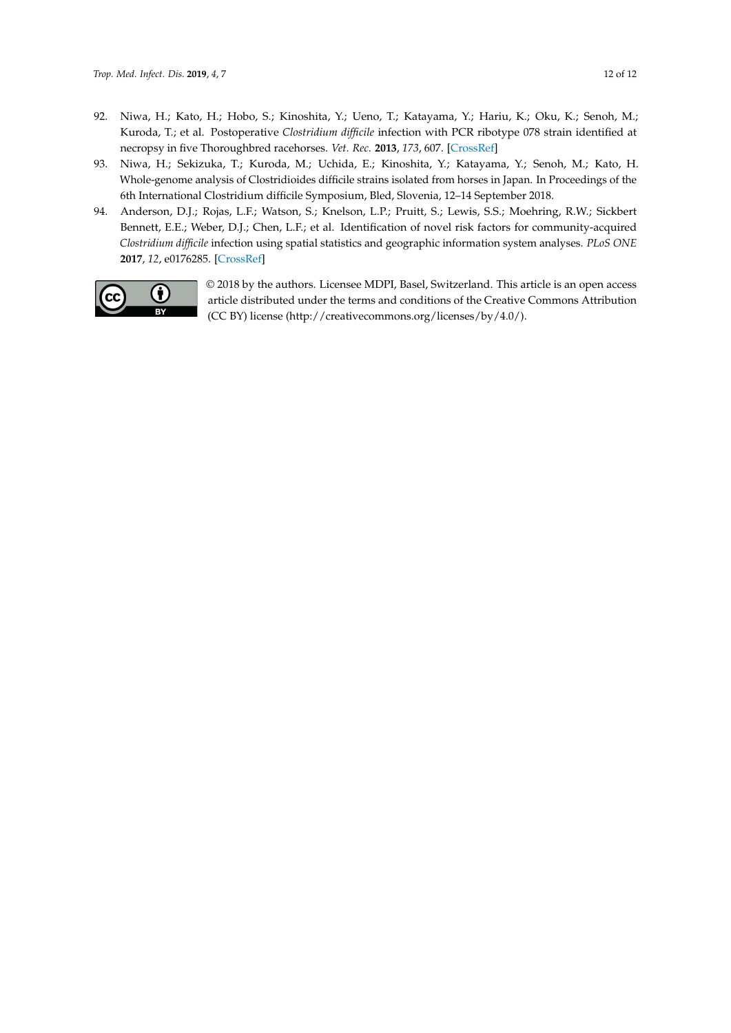92. Niwa, H.; Kato, H.; Hobo, S.; Kinoshita, Y.; Ueno, T.; Katayama, Y.; Hariu, K.; Oku, K.; Senoh, M.; Kuroda, T.; et al. Postoperative *Clostridium difficile* infection with PCR ribotype 078 strain identified at necropsy in five Thoroughbred racehorses. *Vet. Rec.* **2013**, *173*, 607. [CrossRef]
93. Niwa, H.; Sekizuka, T.; Kuroda, M.; Uchida, E.; Kinoshita, Y.; Katayama, Y.; Senoh, M.; Kato, H. Whole-genome analysis of Clostridioides difficile strains isolated from horses in Japan. In Proceedings of the 6th International Clostridium difficile Symposium, Bled, Slovenia, 12–14 September 2018.
94. Anderson, D.J.; Rojas, L.F.; Watson, S.; Knelson, L.P.; Pruitt, S.; Lewis, S.S.; Moehring, R.W.; Sickbert Bennett, E.E.; Weber, D.J.; Chen, L.F.; et al. Identification of novel risk factors for community-acquired *Clostridium difficile* infection using spatial statistics and geographic information system analyses. *PLoS ONE* **2017**, *12*, e0176285. [CrossRef]

© 2018 by the authors. Licensee MDPI, Basel, Switzerland. This article is an open access article distributed under the terms and conditions of the Creative Commons Attribution (CC BY) license (http://creativecommons.org/licenses/by/4.0/).